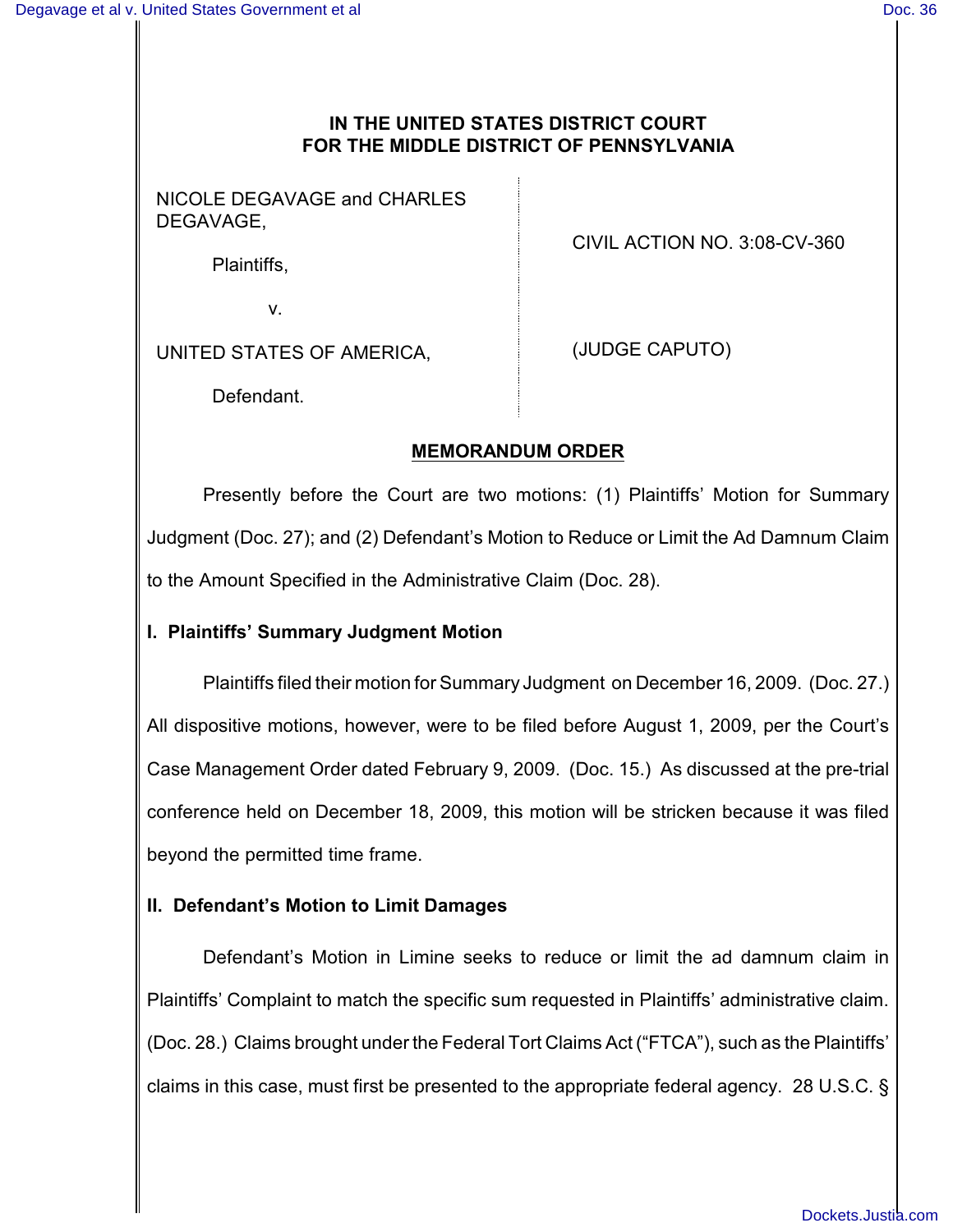# IN THE UNITED STATES DISTRICT COURT FOR THE MIDDLE DISTRICT OF PENNSYLVANIA

| | |
|---|---|
| NICOLE DEGAVAGE and CHARLES DEGAVAGE,<br><br>Plaintiffs,<br><br>v.<br><br>UNITED STATES OF AMERICA,<br><br>Defendant. | CIVIL ACTION NO. 3:08-CV-360<br><br>(JUDGE CAPUTO) |

## MEMORANDUM ORDER

Presently before the Court are two motions: (1) Plaintiffs' Motion for Summary Judgment (Doc. 27); and (2) Defendant's Motion to Reduce or Limit the Ad Damnum Claim to the Amount Specified in the Administrative Claim (Doc. 28).

### I. Plaintiffs' Summary Judgment Motion

Plaintiffs filed their motion for Summary Judgment on December 16, 2009. (Doc. 27.) All dispositive motions, however, were to be filed before August 1, 2009, per the Court's Case Management Order dated February 9, 2009. (Doc. 15.) As discussed at the pre-trial conference held on December 18, 2009, this motion will be stricken because it was filed beyond the permitted time frame.

### II. Defendant's Motion to Limit Damages

Defendant's Motion in Limine seeks to reduce or limit the ad damnum claim in Plaintiffs' Complaint to match the specific sum requested in Plaintiffs' administrative claim. (Doc. 28.) Claims brought under the Federal Tort Claims Act ("FTCA"), such as the Plaintiffs' claims in this case, must first be presented to the appropriate federal agency. 28 U.S.C. §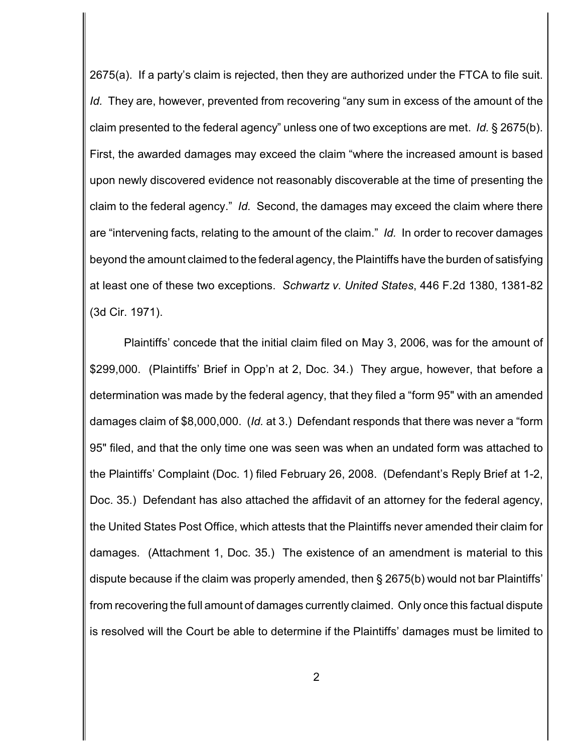2675(a). If a party's claim is rejected, then they are authorized under the FTCA to file suit. *Id.* They are, however, prevented from recovering "any sum in excess of the amount of the claim presented to the federal agency" unless one of two exceptions are met. *Id.* § 2675(b). First, the awarded damages may exceed the claim "where the increased amount is based upon newly discovered evidence not reasonably discoverable at the time of presenting the claim to the federal agency." *Id.* Second, the damages may exceed the claim where there are "intervening facts, relating to the amount of the claim." *Id.* In order to recover damages beyond the amount claimed to the federal agency, the Plaintiffs have the burden of satisfying at least one of these two exceptions. *Schwartz v. United States*, 446 F.2d 1380, 1381-82 (3d Cir. 1971).

Plaintiffs' concede that the initial claim filed on May 3, 2006, was for the amount of $299,000. (Plaintiffs' Brief in Opp'n at 2, Doc. 34.) They argue, however, that before a determination was made by the federal agency, that they filed a "form 95" with an amended damages claim of $8,000,000. (*Id.* at 3.) Defendant responds that there was never a "form 95" filed, and that the only time one was seen was when an undated form was attached to the Plaintiffs' Complaint (Doc. 1) filed February 26, 2008. (Defendant's Reply Brief at 1-2, Doc. 35.) Defendant has also attached the affidavit of an attorney for the federal agency, the United States Post Office, which attests that the Plaintiffs never amended their claim for damages. (Attachment 1, Doc. 35.) The existence of an amendment is material to this dispute because if the claim was properly amended, then § 2675(b) would not bar Plaintiffs' from recovering the full amount of damages currently claimed. Only once this factual dispute is resolved will the Court be able to determine if the Plaintiffs' damages must be limited to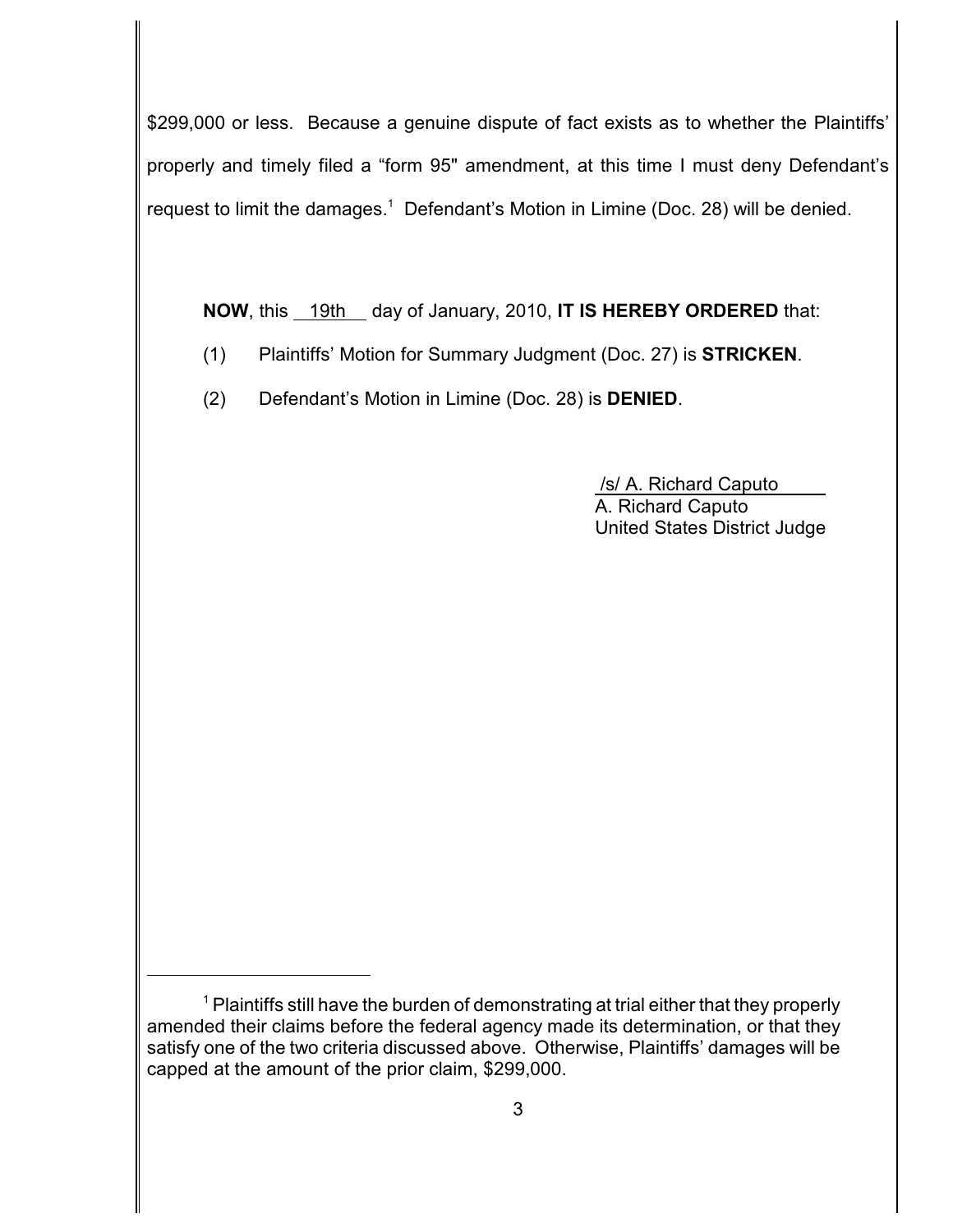$299,000 or less. Because a genuine dispute of fact exists as to whether the Plaintiffs' properly and timely filed a "form 95" amendment, at this time I must deny Defendant's request to limit the damages.[1] Defendant's Motion in Limine (Doc. 28) will be denied.

**NOW**, this 19th day of January, 2010, **IT IS HEREBY ORDERED** that:

(1) Plaintiffs' Motion for Summary Judgment (Doc. 27) is **STRICKEN**.

(2) Defendant's Motion in Limine (Doc. 28) is **DENIED**.

/s/ A. Richard Caputo
A. Richard Caputo
United States District Judge

---

[1] Plaintiffs still have the burden of demonstrating at trial either that they properly amended their claims before the federal agency made its determination, or that they satisfy one of the two criteria discussed above. Otherwise, Plaintiffs' damages will be capped at the amount of the prior claim, $299,000.